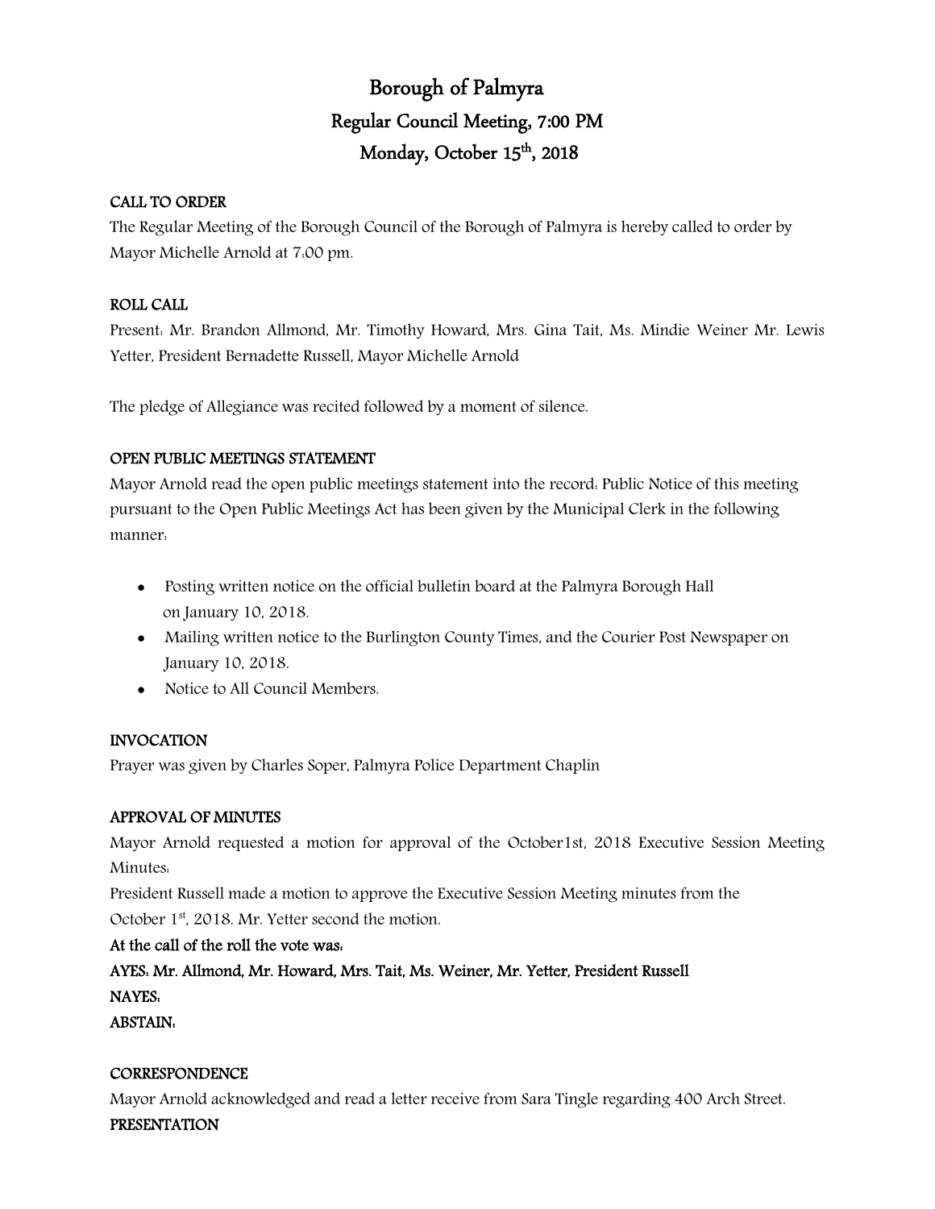# Borough of Palmyra

## Regular Council Meeting, 7:00 PM

## Monday, October 15th, 2018

**CALL TO ORDER**

The Regular Meeting of the Borough Council of the Borough of Palmyra is hereby called to order by Mayor Michelle Arnold at 7:00 pm.

**ROLL CALL**

Present: Mr. Brandon Allmond, Mr. Timothy Howard, Mrs. Gina Tait, Ms. Mindie Weiner Mr. Lewis Yetter, President Bernadette Russell, Mayor Michelle Arnold

The pledge of Allegiance was recited followed by a moment of silence.

**OPEN PUBLIC MEETINGS STATEMENT**

Mayor Arnold read the open public meetings statement into the record: Public Notice of this meeting pursuant to the Open Public Meetings Act has been given by the Municipal Clerk in the following manner:

- Posting written notice on the official bulletin board at the Palmyra Borough Hall on January 10, 2018.
- Mailing written notice to the Burlington County Times, and the Courier Post Newspaper on January 10, 2018.
- Notice to All Council Members.

**INVOCATION**

Prayer was given by Charles Soper, Palmyra Police Department Chaplin

**APPROVAL OF MINUTES**

Mayor Arnold requested a motion for approval of the October1st, 2018 Executive Session Meeting Minutes:

President Russell made a motion to approve the Executive Session Meeting minutes from the October 1st, 2018. Mr. Yetter second the motion.

**At the call of the roll the vote was:**

**AYES: Mr. Allmond, Mr. Howard, Mrs. Tait, Ms. Weiner, Mr. Yetter, President Russell**

**NAYES:**

**ABSTAIN:**

**CORRESPONDENCE**

Mayor Arnold acknowledged and read a letter receive from Sara Tingle regarding 400 Arch Street.

**PRESENTATION**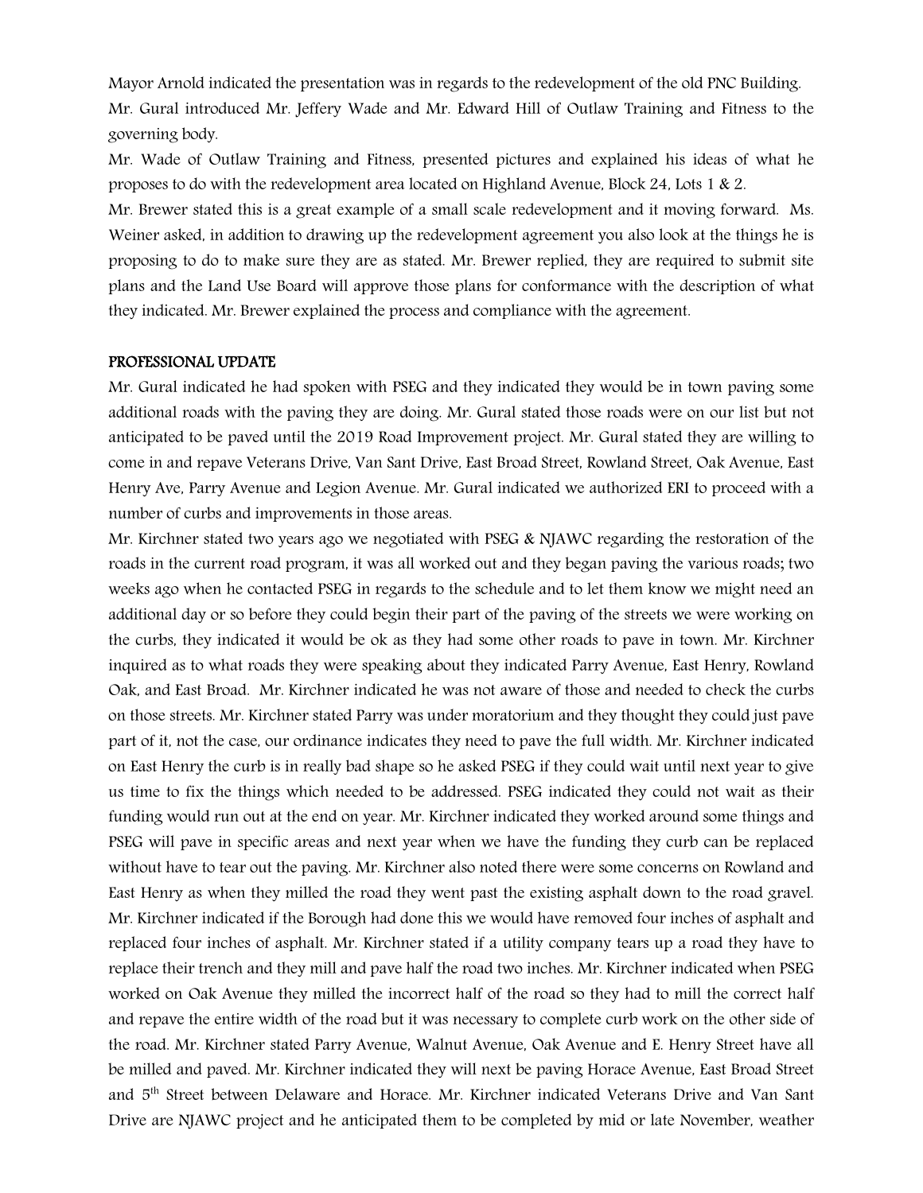Mayor Arnold indicated the presentation was in regards to the redevelopment of the old PNC Building.

Mr. Gural introduced Mr. Jeffery Wade and Mr. Edward Hill of Outlaw Training and Fitness to the governing body.

Mr. Wade of Outlaw Training and Fitness, presented pictures and explained his ideas of what he proposes to do with the redevelopment area located on Highland Avenue, Block 24, Lots 1 & 2.

Mr. Brewer stated this is a great example of a small scale redevelopment and it moving forward. Ms. Weiner asked, in addition to drawing up the redevelopment agreement you also look at the things he is proposing to do to make sure they are as stated. Mr. Brewer replied, they are required to submit site plans and the Land Use Board will approve those plans for conformance with the description of what they indicated. Mr. Brewer explained the process and compliance with the agreement.

**PROFESSIONAL UPDATE**

Mr. Gural indicated he had spoken with PSEG and they indicated they would be in town paving some additional roads with the paving they are doing. Mr. Gural stated those roads were on our list but not anticipated to be paved until the 2019 Road Improvement project. Mr. Gural stated they are willing to come in and repave Veterans Drive, Van Sant Drive, East Broad Street, Rowland Street, Oak Avenue, East Henry Ave, Parry Avenue and Legion Avenue. Mr. Gural indicated we authorized ERI to proceed with a number of curbs and improvements in those areas.

Mr. Kirchner stated two years ago we negotiated with PSEG & NJAWC regarding the restoration of the roads in the current road program, it was all worked out and they began paving the various roads; two weeks ago when he contacted PSEG in regards to the schedule and to let them know we might need an additional day or so before they could begin their part of the paving of the streets we were working on the curbs, they indicated it would be ok as they had some other roads to pave in town. Mr. Kirchner inquired as to what roads they were speaking about they indicated Parry Avenue, East Henry, Rowland Oak, and East Broad. Mr. Kirchner indicated he was not aware of those and needed to check the curbs on those streets. Mr. Kirchner stated Parry was under moratorium and they thought they could just pave part of it, not the case, our ordinance indicates they need to pave the full width. Mr. Kirchner indicated on East Henry the curb is in really bad shape so he asked PSEG if they could wait until next year to give us time to fix the things which needed to be addressed. PSEG indicated they could not wait as their funding would run out at the end on year. Mr. Kirchner indicated they worked around some things and PSEG will pave in specific areas and next year when we have the funding they curb can be replaced without have to tear out the paving. Mr. Kirchner also noted there were some concerns on Rowland and East Henry as when they milled the road they went past the existing asphalt down to the road gravel. Mr. Kirchner indicated if the Borough had done this we would have removed four inches of asphalt and replaced four inches of asphalt. Mr. Kirchner stated if a utility company tears up a road they have to replace their trench and they mill and pave half the road two inches. Mr. Kirchner indicated when PSEG worked on Oak Avenue they milled the incorrect half of the road so they had to mill the correct half and repave the entire width of the road but it was necessary to complete curb work on the other side of the road. Mr. Kirchner stated Parry Avenue, Walnut Avenue, Oak Avenue and E. Henry Street have all be milled and paved. Mr. Kirchner indicated they will next be paving Horace Avenue, East Broad Street and 5th Street between Delaware and Horace. Mr. Kirchner indicated Veterans Drive and Van Sant Drive are NJAWC project and he anticipated them to be completed by mid or late November, weather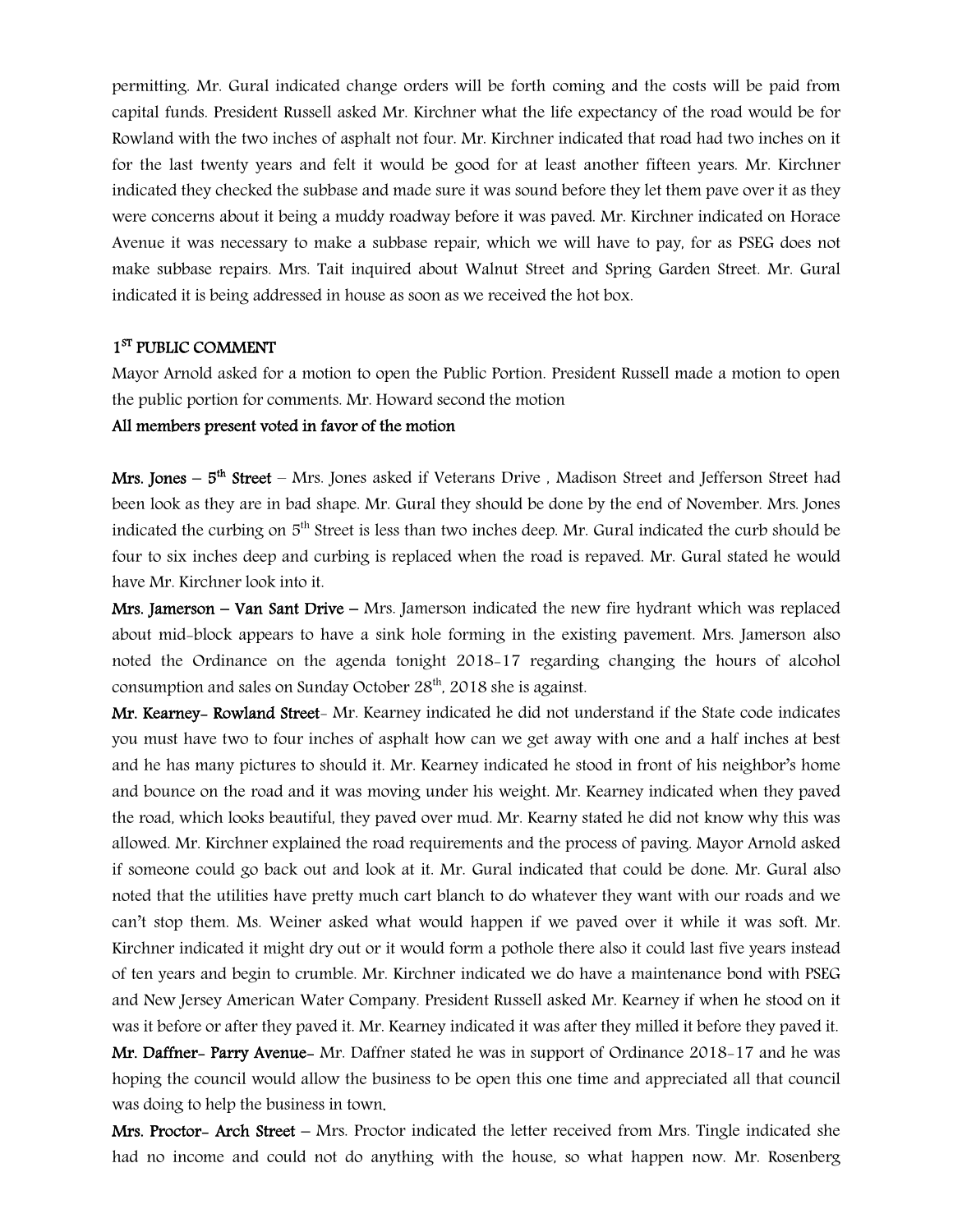permitting. Mr. Gural indicated change orders will be forth coming and the costs will be paid from capital funds. President Russell asked Mr. Kirchner what the life expectancy of the road would be for Rowland with the two inches of asphalt not four. Mr. Kirchner indicated that road had two inches on it for the last twenty years and felt it would be good for at least another fifteen years. Mr. Kirchner indicated they checked the subbase and made sure it was sound before they let them pave over it as they were concerns about it being a muddy roadway before it was paved. Mr. Kirchner indicated on Horace Avenue it was necessary to make a subbase repair, which we will have to pay, for as PSEG does not make subbase repairs. Mrs. Tait inquired about Walnut Street and Spring Garden Street. Mr. Gural indicated it is being addressed in house as soon as we received the hot box.

**1ST PUBLIC COMMENT**

Mayor Arnold asked for a motion to open the Public Portion. President Russell made a motion to open the public portion for comments. Mr. Howard second the motion

**All members present voted in favor of the motion**

**Mrs. Jones – 5th Street** – Mrs. Jones asked if Veterans Drive , Madison Street and Jefferson Street had been look as they are in bad shape. Mr. Gural they should be done by the end of November. Mrs. Jones indicated the curbing on 5th Street is less than two inches deep. Mr. Gural indicated the curb should be four to six inches deep and curbing is replaced when the road is repaved. Mr. Gural stated he would have Mr. Kirchner look into it.

**Mrs. Jamerson – Van Sant Drive –** Mrs. Jamerson indicated the new fire hydrant which was replaced about mid-block appears to have a sink hole forming in the existing pavement. Mrs. Jamerson also noted the Ordinance on the agenda tonight 2018-17 regarding changing the hours of alcohol consumption and sales on Sunday October 28th, 2018 she is against.

**Mr. Kearney- Rowland Street**- Mr. Kearney indicated he did not understand if the State code indicates you must have two to four inches of asphalt how can we get away with one and a half inches at best and he has many pictures to should it. Mr. Kearney indicated he stood in front of his neighbor's home and bounce on the road and it was moving under his weight. Mr. Kearney indicated when they paved the road, which looks beautiful, they paved over mud. Mr. Kearny stated he did not know why this was allowed. Mr. Kirchner explained the road requirements and the process of paving. Mayor Arnold asked if someone could go back out and look at it. Mr. Gural indicated that could be done. Mr. Gural also noted that the utilities have pretty much cart blanch to do whatever they want with our roads and we can't stop them. Ms. Weiner asked what would happen if we paved over it while it was soft. Mr. Kirchner indicated it might dry out or it would form a pothole there also it could last five years instead of ten years and begin to crumble. Mr. Kirchner indicated we do have a maintenance bond with PSEG and New Jersey American Water Company. President Russell asked Mr. Kearney if when he stood on it was it before or after they paved it. Mr. Kearney indicated it was after they milled it before they paved it.

**Mr. Daffner- Parry Avenue-** Mr. Daffner stated he was in support of Ordinance 2018-17 and he was hoping the council would allow the business to be open this one time and appreciated all that council was doing to help the business in town.

**Mrs. Proctor- Arch Street** – Mrs. Proctor indicated the letter received from Mrs. Tingle indicated she had no income and could not do anything with the house, so what happen now. Mr. Rosenberg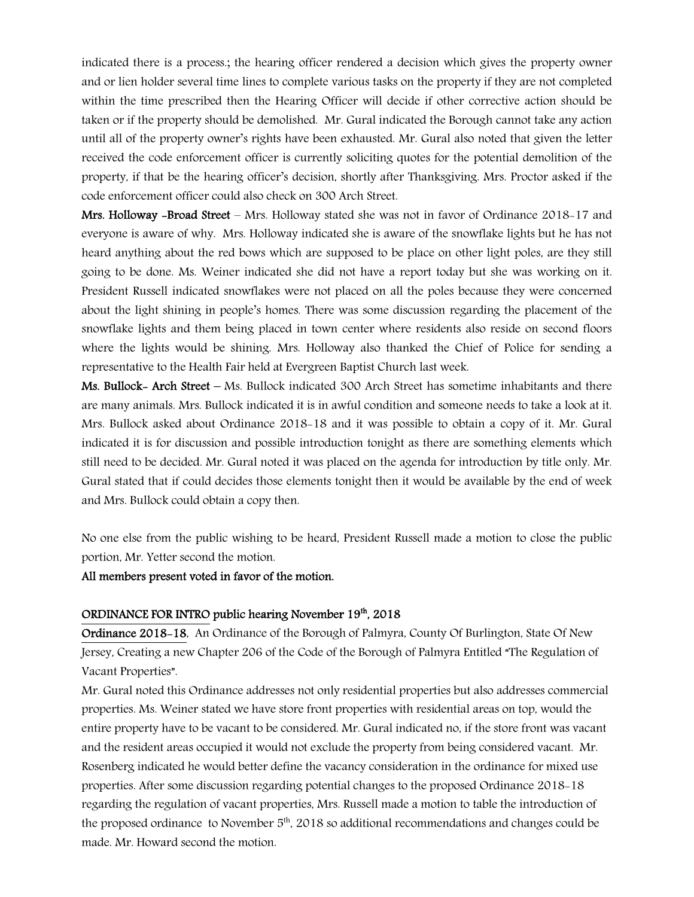indicated there is a process.; the hearing officer rendered a decision which gives the property owner and or lien holder several time lines to complete various tasks on the property if they are not completed within the time prescribed then the Hearing Officer will decide if other corrective action should be taken or if the property should be demolished. Mr. Gural indicated the Borough cannot take any action until all of the property owner's rights have been exhausted. Mr. Gural also noted that given the letter received the code enforcement officer is currently soliciting quotes for the potential demolition of the property, if that be the hearing officer's decision, shortly after Thanksgiving. Mrs. Proctor asked if the code enforcement officer could also check on 300 Arch Street.

**Mrs. Holloway -Broad Street** – Mrs. Holloway stated she was not in favor of Ordinance 2018-17 and everyone is aware of why. Mrs. Holloway indicated she is aware of the snowflake lights but he has not heard anything about the red bows which are supposed to be place on other light poles, are they still going to be done. Ms. Weiner indicated she did not have a report today but she was working on it. President Russell indicated snowflakes were not placed on all the poles because they were concerned about the light shining in people's homes. There was some discussion regarding the placement of the snowflake lights and them being placed in town center where residents also reside on second floors where the lights would be shining. Mrs. Holloway also thanked the Chief of Police for sending a representative to the Health Fair held at Evergreen Baptist Church last week.

**Ms. Bullock- Arch Street** – Ms. Bullock indicated 300 Arch Street has sometime inhabitants and there are many animals. Mrs. Bullock indicated it is in awful condition and someone needs to take a look at it. Mrs. Bullock asked about Ordinance 2018-18 and it was possible to obtain a copy of it. Mr. Gural indicated it is for discussion and possible introduction tonight as there are something elements which still need to be decided. Mr. Gural noted it was placed on the agenda for introduction by title only. Mr. Gural stated that if could decides those elements tonight then it would be available by the end of week and Mrs. Bullock could obtain a copy then.

No one else from the public wishing to be heard, President Russell made a motion to close the public portion, Mr. Yetter second the motion.

**All members present voted in favor of the motion.**

**ORDINANCE FOR INTRO public hearing November 19th, 2018**

**Ordinance 2018-18**, An Ordinance of the Borough of Palmyra, County Of Burlington, State Of New Jersey, Creating a new Chapter 206 of the Code of the Borough of Palmyra Entitled "The Regulation of Vacant Properties".

Mr. Gural noted this Ordinance addresses not only residential properties but also addresses commercial properties. Ms. Weiner stated we have store front properties with residential areas on top, would the entire property have to be vacant to be considered. Mr. Gural indicated no, if the store front was vacant and the resident areas occupied it would not exclude the property from being considered vacant. Mr. Rosenberg indicated he would better define the vacancy consideration in the ordinance for mixed use properties. After some discussion regarding potential changes to the proposed Ordinance 2018-18 regarding the regulation of vacant properties, Mrs. Russell made a motion to table the introduction of the proposed ordinance to November 5th, 2018 so additional recommendations and changes could be made. Mr. Howard second the motion.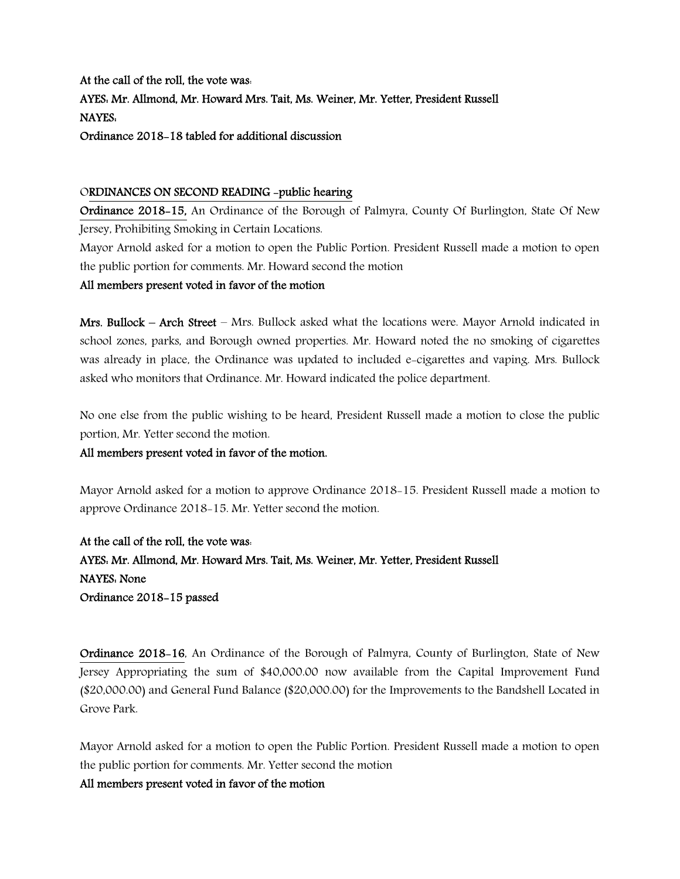**At the call of the roll, the vote was:**
**AYES: Mr. Allmond, Mr. Howard Mrs. Tait, Ms. Weiner, Mr. Yetter, President Russell**
**NAYES:**
**Ordinance 2018-18 tabled for additional discussion**

ORDINANCES ON SECOND READING -public hearing

**Ordinance 2018-15,** An Ordinance of the Borough of Palmyra, County Of Burlington, State Of New Jersey, Prohibiting Smoking in Certain Locations.

Mayor Arnold asked for a motion to open the Public Portion. President Russell made a motion to open the public portion for comments. Mr. Howard second the motion

**All members present voted in favor of the motion**

**Mrs. Bullock – Arch Street** – Mrs. Bullock asked what the locations were. Mayor Arnold indicated in school zones, parks, and Borough owned properties. Mr. Howard noted the no smoking of cigarettes was already in place, the Ordinance was updated to included e-cigarettes and vaping. Mrs. Bullock asked who monitors that Ordinance. Mr. Howard indicated the police department.

No one else from the public wishing to be heard, President Russell made a motion to close the public portion, Mr. Yetter second the motion.

**All members present voted in favor of the motion.**

Mayor Arnold asked for a motion to approve Ordinance 2018-15. President Russell made a motion to approve Ordinance 2018-15. Mr. Yetter second the motion.

**At the call of the roll, the vote was:**
**AYES: Mr. Allmond, Mr. Howard Mrs. Tait, Ms. Weiner, Mr. Yetter, President Russell**
**NAYES: None**
**Ordinance 2018-15 passed**

**Ordinance 2018-16**, An Ordinance of the Borough of Palmyra, County of Burlington, State of New Jersey Appropriating the sum of $40,000.00 now available from the Capital Improvement Fund ($20,000.00) and General Fund Balance ($20,000.00) for the Improvements to the Bandshell Located in Grove Park.

Mayor Arnold asked for a motion to open the Public Portion. President Russell made a motion to open the public portion for comments. Mr. Yetter second the motion

**All members present voted in favor of the motion**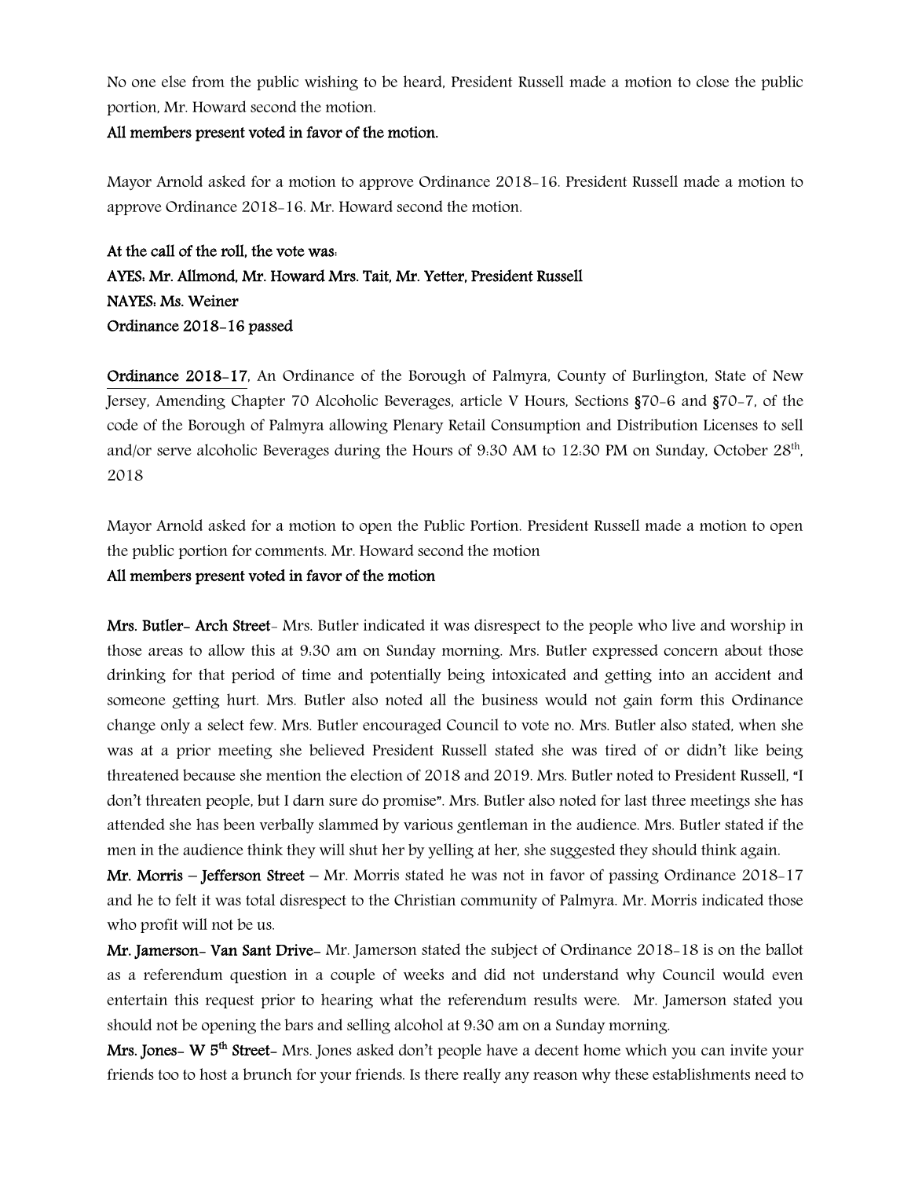No one else from the public wishing to be heard, President Russell made a motion to close the public portion, Mr. Howard second the motion.

**All members present voted in favor of the motion.**

Mayor Arnold asked for a motion to approve Ordinance 2018-16. President Russell made a motion to approve Ordinance 2018-16. Mr. Howard second the motion.

**At the call of the roll, the vote was:**
**AYES: Mr. Allmond, Mr. Howard Mrs. Tait, Mr. Yetter, President Russell**
**NAYES: Ms. Weiner**
**Ordinance 2018-16 passed**

**Ordinance 2018-17**, An Ordinance of the Borough of Palmyra, County of Burlington, State of New Jersey, Amending Chapter 70 Alcoholic Beverages, article V Hours, Sections §70-6 and §70-7, of the code of the Borough of Palmyra allowing Plenary Retail Consumption and Distribution Licenses to sell and/or serve alcoholic Beverages during the Hours of 9:30 AM to 12:30 PM on Sunday, October 28th, 2018

Mayor Arnold asked for a motion to open the Public Portion. President Russell made a motion to open the public portion for comments. Mr. Howard second the motion

**All members present voted in favor of the motion**

**Mrs. Butler- Arch Street**- Mrs. Butler indicated it was disrespect to the people who live and worship in those areas to allow this at 9:30 am on Sunday morning. Mrs. Butler expressed concern about those drinking for that period of time and potentially being intoxicated and getting into an accident and someone getting hurt. Mrs. Butler also noted all the business would not gain form this Ordinance change only a select few. Mrs. Butler encouraged Council to vote no. Mrs. Butler also stated, when she was at a prior meeting she believed President Russell stated she was tired of or didn't like being threatened because she mention the election of 2018 and 2019. Mrs. Butler noted to President Russell, "I don't threaten people, but I darn sure do promise". Mrs. Butler also noted for last three meetings she has attended she has been verbally slammed by various gentleman in the audience. Mrs. Butler stated if the men in the audience think they will shut her by yelling at her, she suggested they should think again.

**Mr. Morris – Jefferson Street** – Mr. Morris stated he was not in favor of passing Ordinance 2018-17 and he to felt it was total disrespect to the Christian community of Palmyra. Mr. Morris indicated those who profit will not be us.

**Mr. Jamerson- Van Sant Drive**- Mr. Jamerson stated the subject of Ordinance 2018-18 is on the ballot as a referendum question in a couple of weeks and did not understand why Council would even entertain this request prior to hearing what the referendum results were. Mr. Jamerson stated you should not be opening the bars and selling alcohol at 9:30 am on a Sunday morning.

**Mrs. Jones- W 5th Street**- Mrs. Jones asked don't people have a decent home which you can invite your friends too to host a brunch for your friends. Is there really any reason why these establishments need to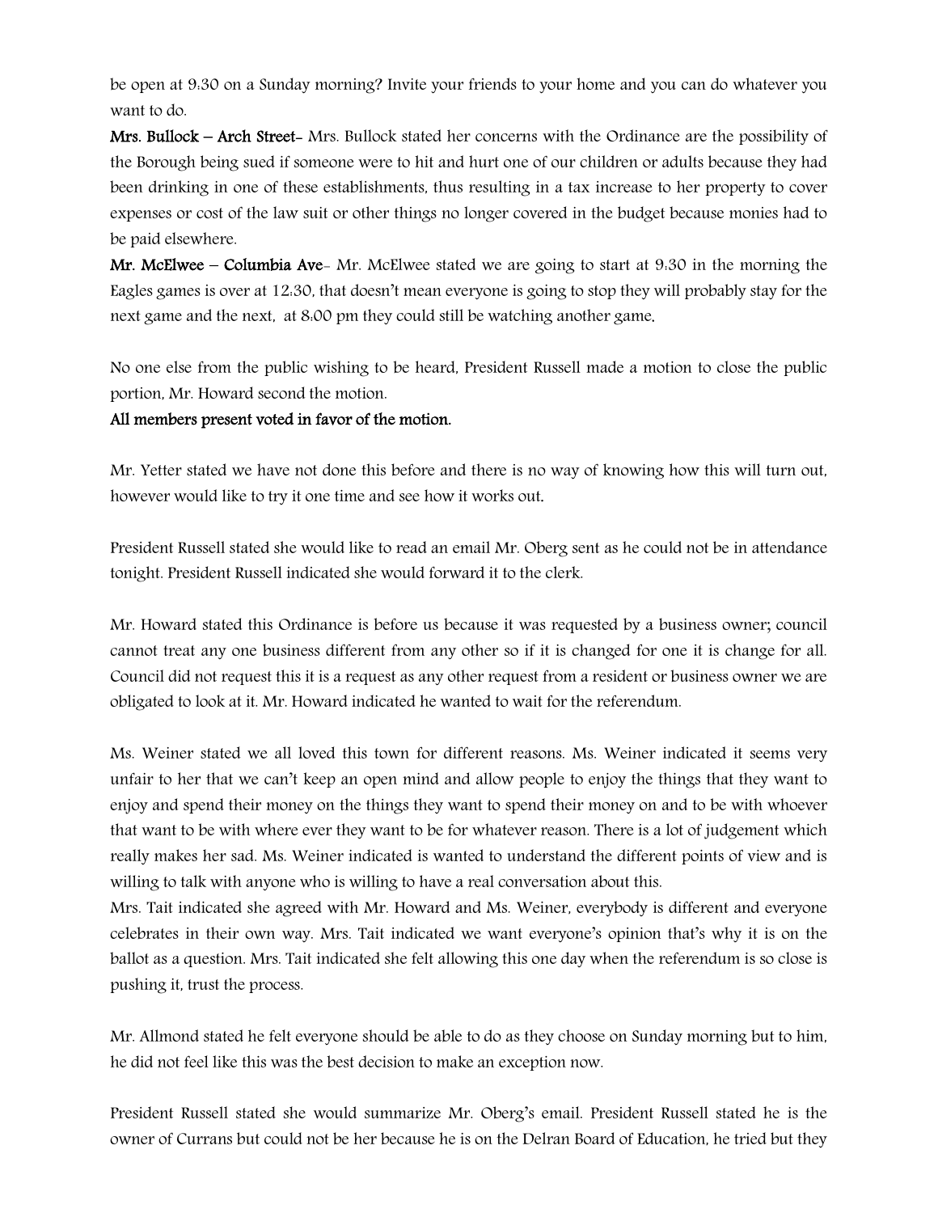be open at 9:30 on a Sunday morning? Invite your friends to your home and you can do whatever you want to do.

**Mrs. Bullock – Arch Street-** Mrs. Bullock stated her concerns with the Ordinance are the possibility of the Borough being sued if someone were to hit and hurt one of our children or adults because they had been drinking in one of these establishments, thus resulting in a tax increase to her property to cover expenses or cost of the law suit or other things no longer covered in the budget because monies had to be paid elsewhere.

**Mr. McElwee – Columbia Ave-** Mr. McElwee stated we are going to start at 9:30 in the morning the Eagles games is over at 12:30, that doesn't mean everyone is going to stop they will probably stay for the next game and the next, at 8:00 pm they could still be watching another game.

No one else from the public wishing to be heard, President Russell made a motion to close the public portion, Mr. Howard second the motion.

**All members present voted in favor of the motion.**

Mr. Yetter stated we have not done this before and there is no way of knowing how this will turn out, however would like to try it one time and see how it works out.

President Russell stated she would like to read an email Mr. Oberg sent as he could not be in attendance tonight. President Russell indicated she would forward it to the clerk.

Mr. Howard stated this Ordinance is before us because it was requested by a business owner; council cannot treat any one business different from any other so if it is changed for one it is change for all. Council did not request this it is a request as any other request from a resident or business owner we are obligated to look at it. Mr. Howard indicated he wanted to wait for the referendum.

Ms. Weiner stated we all loved this town for different reasons. Ms. Weiner indicated it seems very unfair to her that we can't keep an open mind and allow people to enjoy the things that they want to enjoy and spend their money on the things they want to spend their money on and to be with whoever that want to be with where ever they want to be for whatever reason. There is a lot of judgement which really makes her sad. Ms. Weiner indicated is wanted to understand the different points of view and is willing to talk with anyone who is willing to have a real conversation about this.

Mrs. Tait indicated she agreed with Mr. Howard and Ms. Weiner, everybody is different and everyone celebrates in their own way. Mrs. Tait indicated we want everyone's opinion that's why it is on the ballot as a question. Mrs. Tait indicated she felt allowing this one day when the referendum is so close is pushing it, trust the process.

Mr. Allmond stated he felt everyone should be able to do as they choose on Sunday morning but to him, he did not feel like this was the best decision to make an exception now.

President Russell stated she would summarize Mr. Oberg's email. President Russell stated he is the owner of Currans but could not be her because he is on the Delran Board of Education, he tried but they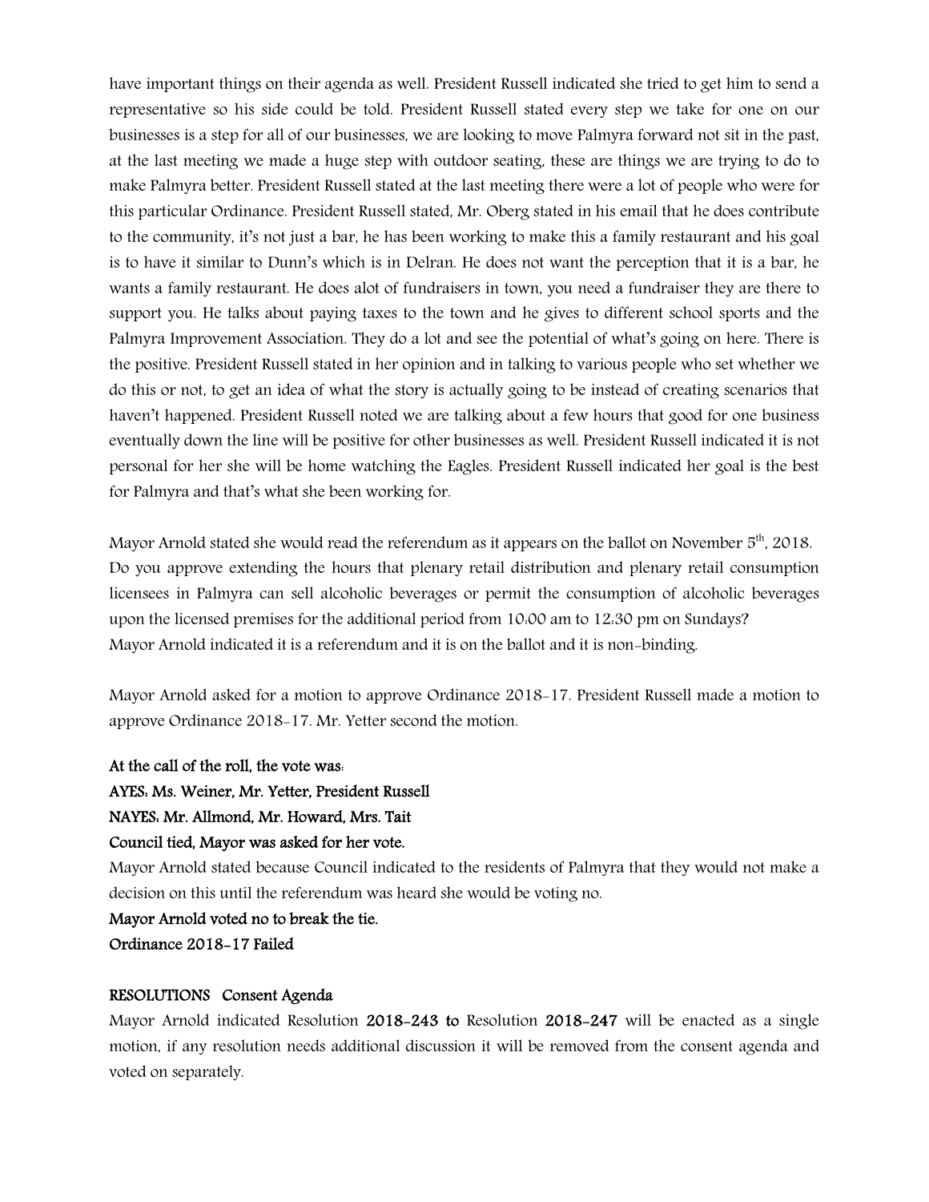have important things on their agenda as well. President Russell indicated she tried to get him to send a representative so his side could be told. President Russell stated every step we take for one on our businesses is a step for all of our businesses, we are looking to move Palmyra forward not sit in the past, at the last meeting we made a huge step with outdoor seating, these are things we are trying to do to make Palmyra better. President Russell stated at the last meeting there were a lot of people who were for this particular Ordinance. President Russell stated, Mr. Oberg stated in his email that he does contribute to the community, it's not just a bar, he has been working to make this a family restaurant and his goal is to have it similar to Dunn's which is in Delran. He does not want the perception that it is a bar, he wants a family restaurant. He does alot of fundraisers in town, you need a fundraiser they are there to support you. He talks about paying taxes to the town and he gives to different school sports and the Palmyra Improvement Association. They do a lot and see the potential of what's going on here. There is the positive. President Russell stated in her opinion and in talking to various people who set whether we do this or not, to get an idea of what the story is actually going to be instead of creating scenarios that haven't happened. President Russell noted we are talking about a few hours that good for one business eventually down the line will be positive for other businesses as well. President Russell indicated it is not personal for her she will be home watching the Eagles. President Russell indicated her goal is the best for Palmyra and that's what she been working for.

Mayor Arnold stated she would read the referendum as it appears on the ballot on November 5th, 2018. Do you approve extending the hours that plenary retail distribution and plenary retail consumption licensees in Palmyra can sell alcoholic beverages or permit the consumption of alcoholic beverages upon the licensed premises for the additional period from 10:00 am to 12:30 pm on Sundays?
Mayor Arnold indicated it is a referendum and it is on the ballot and it is non-binding.

Mayor Arnold asked for a motion to approve Ordinance 2018-17. President Russell made a motion to approve Ordinance 2018-17. Mr. Yetter second the motion.

**At the call of the roll, the vote was:**
**AYES: Ms. Weiner, Mr. Yetter, President Russell**
**NAYES: Mr. Allmond, Mr. Howard, Mrs. Tait**
**Council tied, Mayor was asked for her vote.**
Mayor Arnold stated because Council indicated to the residents of Palmyra that they would not make a decision on this until the referendum was heard she would be voting no.
**Mayor Arnold voted no to break the tie.**
**Ordinance 2018-17 Failed**

**RESOLUTIONS Consent Agenda**
Mayor Arnold indicated Resolution **2018-243 to** Resolution **2018-247** will be enacted as a single motion, if any resolution needs additional discussion it will be removed from the consent agenda and voted on separately.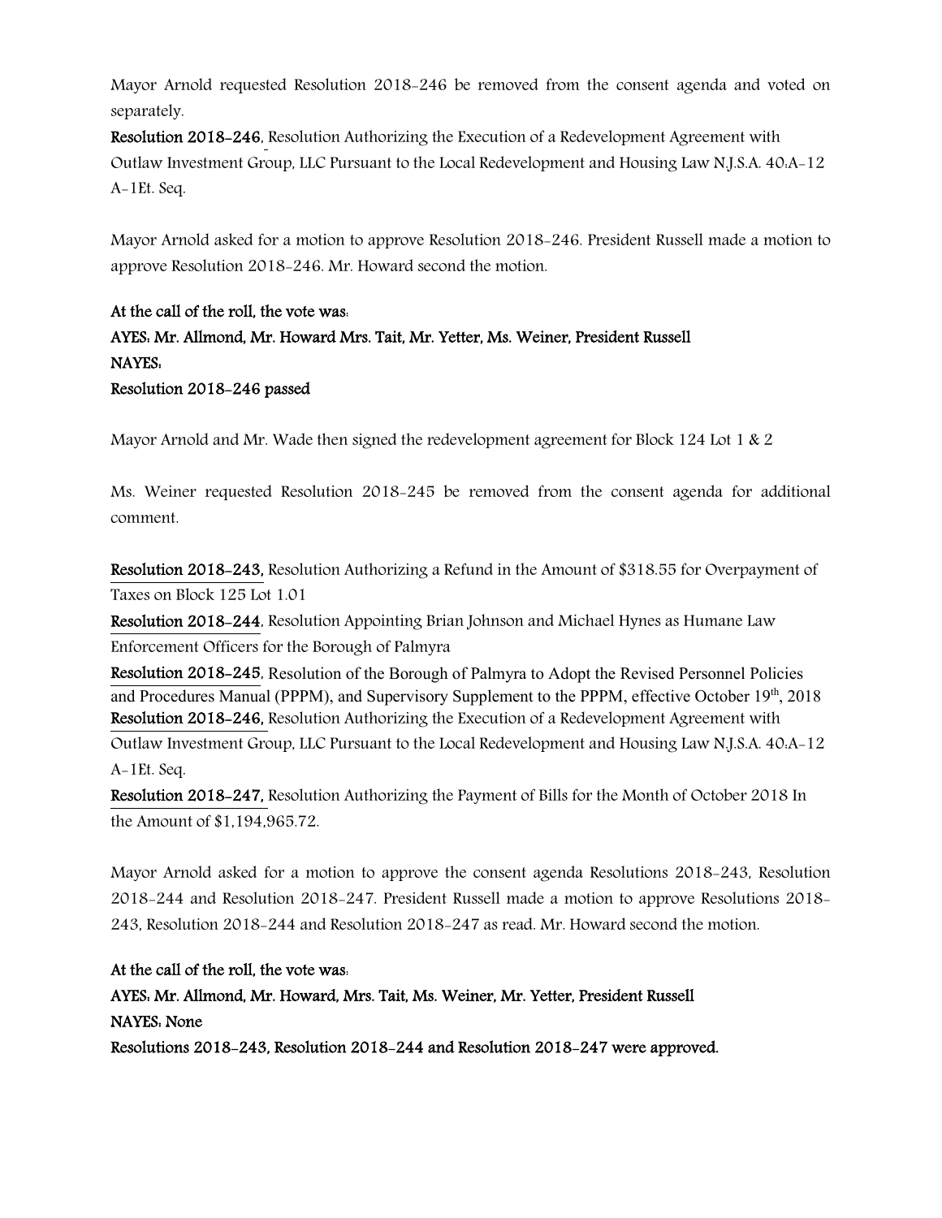Mayor Arnold requested Resolution 2018-246 be removed from the consent agenda and voted on separately.

**Resolution 2018-246**, Resolution Authorizing the Execution of a Redevelopment Agreement with Outlaw Investment Group, LLC Pursuant to the Local Redevelopment and Housing Law N.J.S.A. 40:A-12 A-1Et. Seq.

Mayor Arnold asked for a motion to approve Resolution 2018-246. President Russell made a motion to approve Resolution 2018-246. Mr. Howard second the motion.

**At the call of the roll, the vote was:**
**AYES: Mr. Allmond, Mr. Howard Mrs. Tait, Mr. Yetter, Ms. Weiner, President Russell**
**NAYES:**
**Resolution 2018-246 passed**

Mayor Arnold and Mr. Wade then signed the redevelopment agreement for Block 124 Lot 1 & 2

Ms. Weiner requested Resolution 2018-245 be removed from the consent agenda for additional comment.

**Resolution 2018-243,** Resolution Authorizing a Refund in the Amount of $318.55 for Overpayment of Taxes on Block 125 Lot 1.01
**Resolution 2018-244**, Resolution Appointing Brian Johnson and Michael Hynes as Humane Law Enforcement Officers for the Borough of Palmyra
**Resolution 2018-245**, Resolution of the Borough of Palmyra to Adopt the Revised Personnel Policies and Procedures Manual (PPPM), and Supervisory Supplement to the PPPM, effective October 19th, 2018
**Resolution 2018-246,** Resolution Authorizing the Execution of a Redevelopment Agreement with Outlaw Investment Group, LLC Pursuant to the Local Redevelopment and Housing Law N.J.S.A. 40:A-12 A-1Et. Seq.
**Resolution 2018-247,** Resolution Authorizing the Payment of Bills for the Month of October 2018 In the Amount of $1,194,965.72.

Mayor Arnold asked for a motion to approve the consent agenda Resolutions 2018-243, Resolution 2018-244 and Resolution 2018-247. President Russell made a motion to approve Resolutions 2018-243, Resolution 2018-244 and Resolution 2018-247 as read. Mr. Howard second the motion.

**At the call of the roll, the vote was:**
**AYES: Mr. Allmond, Mr. Howard, Mrs. Tait, Ms. Weiner, Mr. Yetter, President Russell**
**NAYES: None**
**Resolutions 2018-243, Resolution 2018-244 and Resolution 2018-247 were approved.**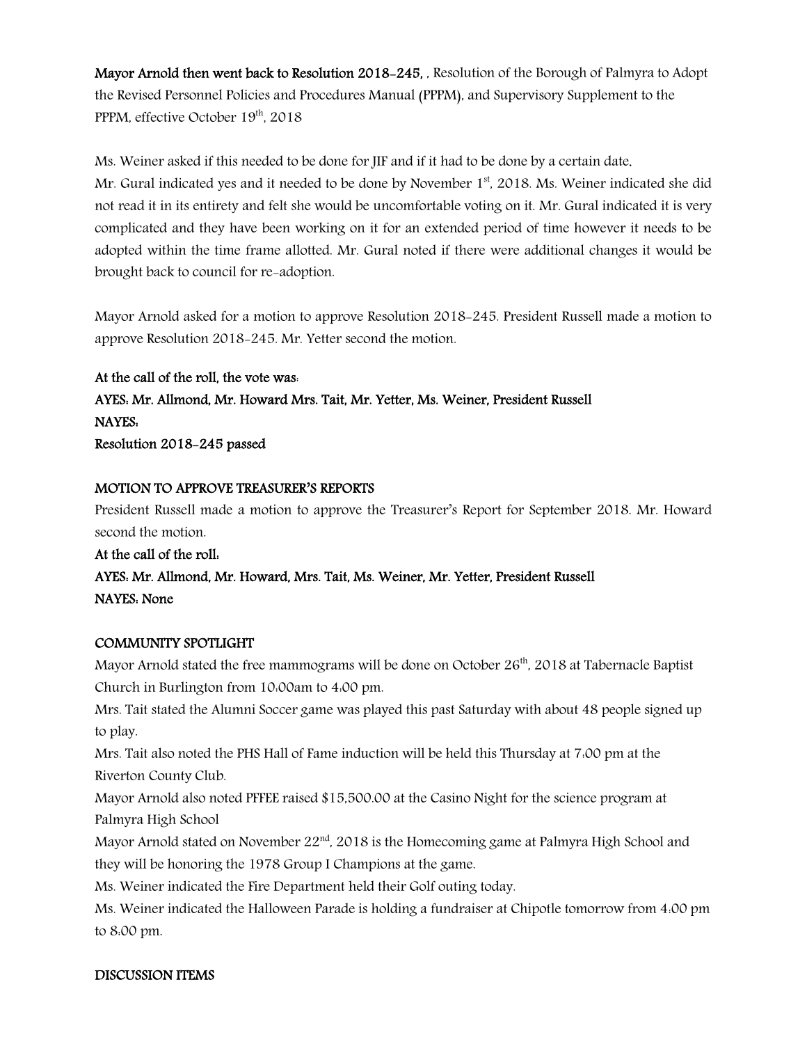**Mayor Arnold then went back to Resolution 2018-245,** , Resolution of the Borough of Palmyra to Adopt the Revised Personnel Policies and Procedures Manual (PPPM), and Supervisory Supplement to the PPPM, effective October 19th, 2018

Ms. Weiner asked if this needed to be done for JIF and if it had to be done by a certain date. Mr. Gural indicated yes and it needed to be done by November 1st, 2018. Ms. Weiner indicated she did not read it in its entirety and felt she would be uncomfortable voting on it. Mr. Gural indicated it is very complicated and they have been working on it for an extended period of time however it needs to be adopted within the time frame allotted. Mr. Gural noted if there were additional changes it would be brought back to council for re-adoption.

Mayor Arnold asked for a motion to approve Resolution 2018-245. President Russell made a motion to approve Resolution 2018-245. Mr. Yetter second the motion.

**At the call of the roll, the vote was:**
**AYES: Mr. Allmond, Mr. Howard Mrs. Tait, Mr. Yetter, Ms. Weiner, President Russell**
**NAYES:**
**Resolution 2018-245 passed**

**MOTION TO APPROVE TREASURER'S REPORTS**

President Russell made a motion to approve the Treasurer's Report for September 2018. Mr. Howard second the motion.

**At the call of the roll:**
**AYES: Mr. Allmond, Mr. Howard, Mrs. Tait, Ms. Weiner, Mr. Yetter, President Russell**
**NAYES: None**

**COMMUNITY SPOTLIGHT**

Mayor Arnold stated the free mammograms will be done on October 26th, 2018 at Tabernacle Baptist Church in Burlington from 10:00am to 4:00 pm.
Mrs. Tait stated the Alumni Soccer game was played this past Saturday with about 48 people signed up to play.
Mrs. Tait also noted the PHS Hall of Fame induction will be held this Thursday at 7:00 pm at the Riverton County Club.
Mayor Arnold also noted PFFEE raised $15,500.00 at the Casino Night for the science program at Palmyra High School
Mayor Arnold stated on November 22nd, 2018 is the Homecoming game at Palmyra High School and they will be honoring the 1978 Group I Champions at the game.
Ms. Weiner indicated the Fire Department held their Golf outing today.
Ms. Weiner indicated the Halloween Parade is holding a fundraiser at Chipotle tomorrow from 4:00 pm to 8:00 pm.

**DISCUSSION ITEMS**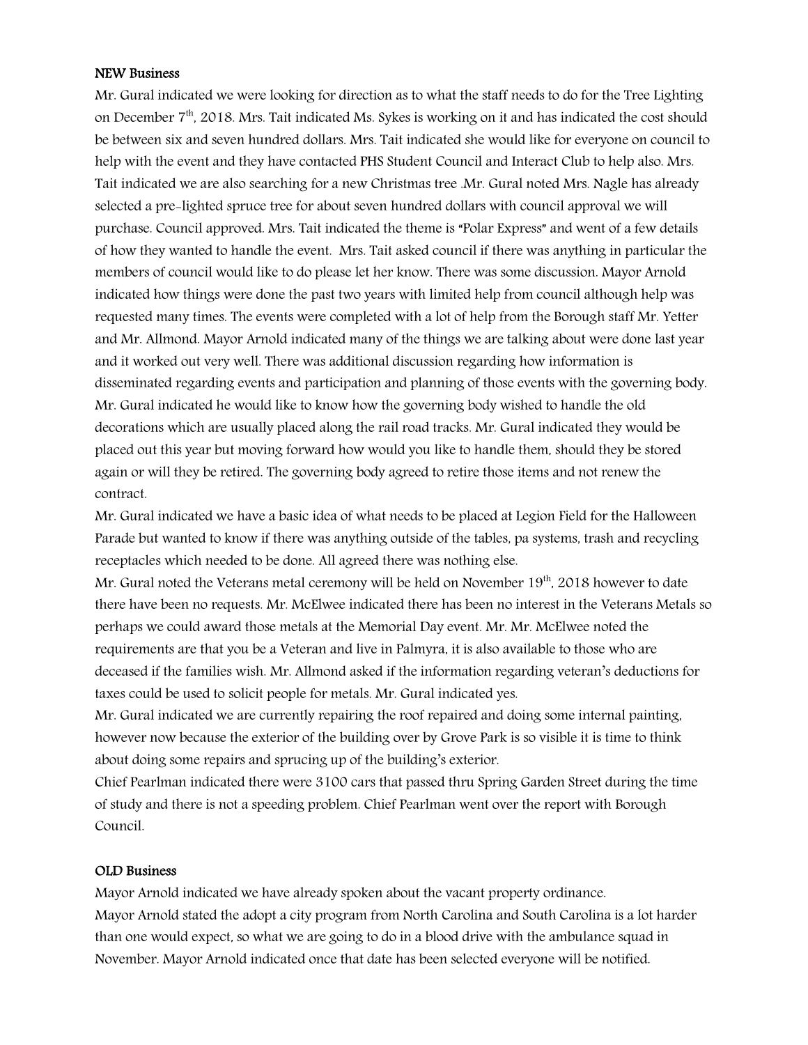**NEW Business**

Mr. Gural indicated we were looking for direction as to what the staff needs to do for the Tree Lighting on December 7th, 2018. Mrs. Tait indicated Ms. Sykes is working on it and has indicated the cost should be between six and seven hundred dollars. Mrs. Tait indicated she would like for everyone on council to help with the event and they have contacted PHS Student Council and Interact Club to help also. Mrs. Tait indicated we are also searching for a new Christmas tree .Mr. Gural noted Mrs. Nagle has already selected a pre-lighted spruce tree for about seven hundred dollars with council approval we will purchase. Council approved. Mrs. Tait indicated the theme is "Polar Express" and went of a few details of how they wanted to handle the event. Mrs. Tait asked council if there was anything in particular the members of council would like to do please let her know. There was some discussion. Mayor Arnold indicated how things were done the past two years with limited help from council although help was requested many times. The events were completed with a lot of help from the Borough staff Mr. Yetter and Mr. Allmond. Mayor Arnold indicated many of the things we are talking about were done last year and it worked out very well. There was additional discussion regarding how information is disseminated regarding events and participation and planning of those events with the governing body. Mr. Gural indicated he would like to know how the governing body wished to handle the old decorations which are usually placed along the rail road tracks. Mr. Gural indicated they would be placed out this year but moving forward how would you like to handle them, should they be stored again or will they be retired. The governing body agreed to retire those items and not renew the contract.

Mr. Gural indicated we have a basic idea of what needs to be placed at Legion Field for the Halloween Parade but wanted to know if there was anything outside of the tables, pa systems, trash and recycling receptacles which needed to be done. All agreed there was nothing else.

Mr. Gural noted the Veterans metal ceremony will be held on November 19th, 2018 however to date there have been no requests. Mr. McElwee indicated there has been no interest in the Veterans Metals so perhaps we could award those metals at the Memorial Day event. Mr. Mr. McElwee noted the requirements are that you be a Veteran and live in Palmyra, it is also available to those who are deceased if the families wish. Mr. Allmond asked if the information regarding veteran's deductions for taxes could be used to solicit people for metals. Mr. Gural indicated yes.

Mr. Gural indicated we are currently repairing the roof repaired and doing some internal painting, however now because the exterior of the building over by Grove Park is so visible it is time to think about doing some repairs and sprucing up of the building's exterior.

Chief Pearlman indicated there were 3100 cars that passed thru Spring Garden Street during the time of study and there is not a speeding problem. Chief Pearlman went over the report with Borough Council.

**OLD Business**

Mayor Arnold indicated we have already spoken about the vacant property ordinance.

Mayor Arnold stated the adopt a city program from North Carolina and South Carolina is a lot harder than one would expect, so what we are going to do in a blood drive with the ambulance squad in November. Mayor Arnold indicated once that date has been selected everyone will be notified.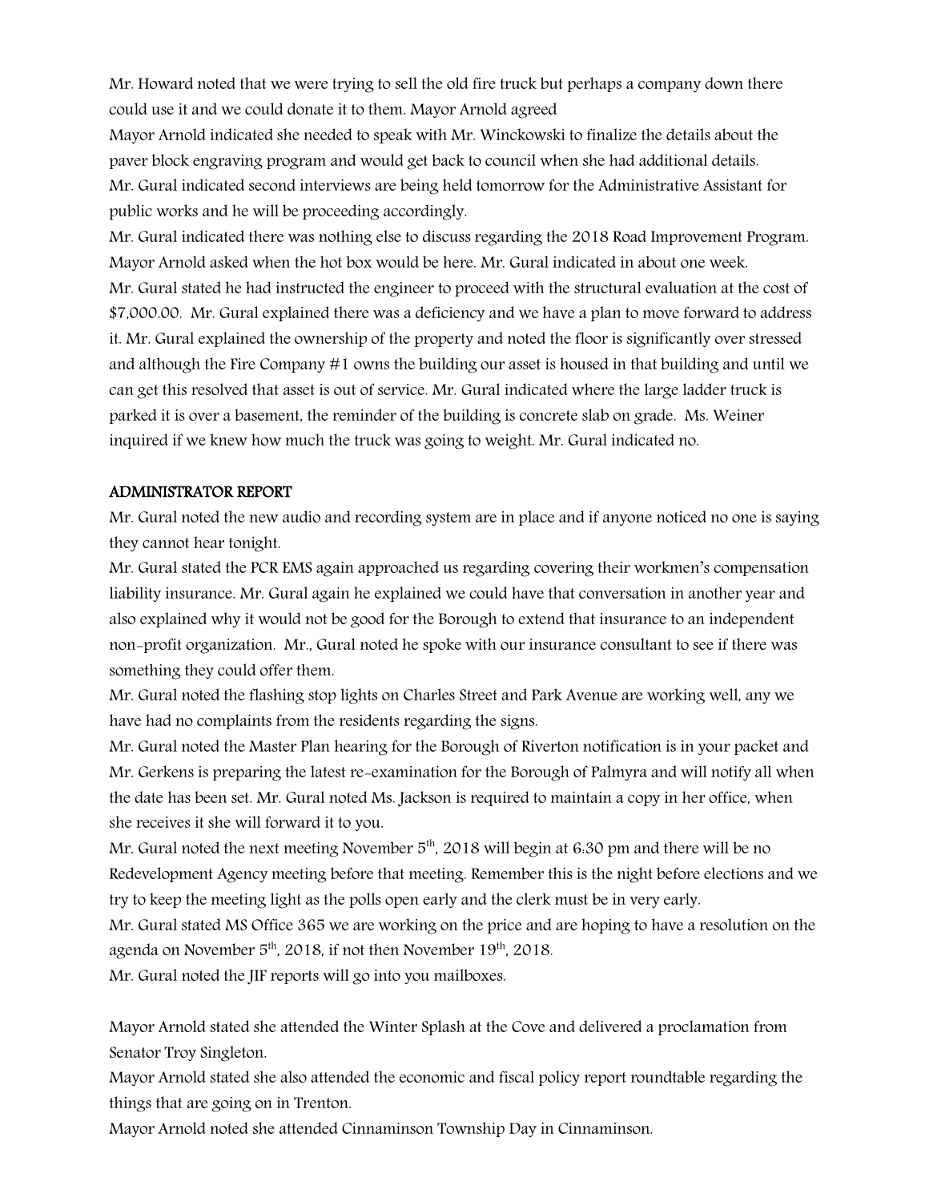Mr. Howard noted that we were trying to sell the old fire truck but perhaps a company down there could use it and we could donate it to them. Mayor Arnold agreed

Mayor Arnold indicated she needed to speak with Mr. Winckowski to finalize the details about the paver block engraving program and would get back to council when she had additional details.

Mr. Gural indicated second interviews are being held tomorrow for the Administrative Assistant for public works and he will be proceeding accordingly.

Mr. Gural indicated there was nothing else to discuss regarding the 2018 Road Improvement Program. Mayor Arnold asked when the hot box would be here. Mr. Gural indicated in about one week.

Mr. Gural stated he had instructed the engineer to proceed with the structural evaluation at the cost of $7,000.00. Mr. Gural explained there was a deficiency and we have a plan to move forward to address it. Mr. Gural explained the ownership of the property and noted the floor is significantly over stressed and although the Fire Company #1 owns the building our asset is housed in that building and until we can get this resolved that asset is out of service. Mr. Gural indicated where the large ladder truck is parked it is over a basement, the reminder of the building is concrete slab on grade. Ms. Weiner inquired if we knew how much the truck was going to weight. Mr. Gural indicated no.

## ADMINISTRATOR REPORT

Mr. Gural noted the new audio and recording system are in place and if anyone noticed no one is saying they cannot hear tonight.

Mr. Gural stated the PCR EMS again approached us regarding covering their workmen's compensation liability insurance. Mr. Gural again he explained we could have that conversation in another year and also explained why it would not be good for the Borough to extend that insurance to an independent non-profit organization. Mr., Gural noted he spoke with our insurance consultant to see if there was something they could offer them.

Mr. Gural noted the flashing stop lights on Charles Street and Park Avenue are working well, any we have had no complaints from the residents regarding the signs.

Mr. Gural noted the Master Plan hearing for the Borough of Riverton notification is in your packet and Mr. Gerkens is preparing the latest re-examination for the Borough of Palmyra and will notify all when the date has been set. Mr. Gural noted Ms. Jackson is required to maintain a copy in her office, when she receives it she will forward it to you.

Mr. Gural noted the next meeting November 5th, 2018 will begin at 6:30 pm and there will be no Redevelopment Agency meeting before that meeting. Remember this is the night before elections and we try to keep the meeting light as the polls open early and the clerk must be in very early.

Mr. Gural stated MS Office 365 we are working on the price and are hoping to have a resolution on the agenda on November 5th, 2018, if not then November 19th, 2018.

Mr. Gural noted the JIF reports will go into you mailboxes.

Mayor Arnold stated she attended the Winter Splash at the Cove and delivered a proclamation from Senator Troy Singleton.

Mayor Arnold stated she also attended the economic and fiscal policy report roundtable regarding the things that are going on in Trenton.

Mayor Arnold noted she attended Cinnaminson Township Day in Cinnaminson.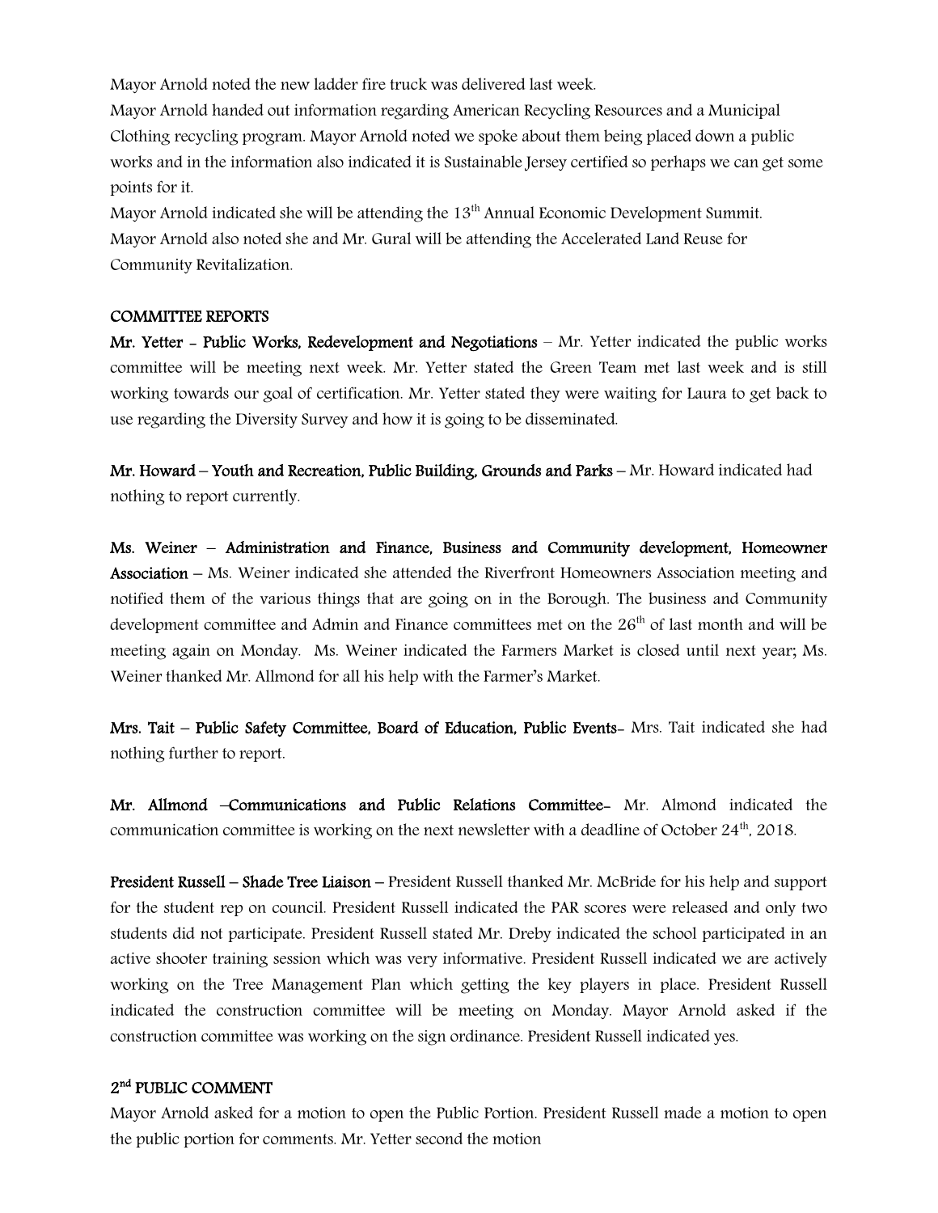Mayor Arnold noted the new ladder fire truck was delivered last week.

Mayor Arnold handed out information regarding American Recycling Resources and a Municipal Clothing recycling program. Mayor Arnold noted we spoke about them being placed down a public works and in the information also indicated it is Sustainable Jersey certified so perhaps we can get some points for it.

Mayor Arnold indicated she will be attending the 13th Annual Economic Development Summit.

Mayor Arnold also noted she and Mr. Gural will be attending the Accelerated Land Reuse for Community Revitalization.

**COMMITTEE REPORTS**

**Mr. Yetter - Public Works, Redevelopment and Negotiations** – Mr. Yetter indicated the public works committee will be meeting next week. Mr. Yetter stated the Green Team met last week and is still working towards our goal of certification. Mr. Yetter stated they were waiting for Laura to get back to use regarding the Diversity Survey and how it is going to be disseminated.

**Mr. Howard – Youth and Recreation, Public Building, Grounds and Parks** – Mr. Howard indicated had nothing to report currently.

**Ms. Weiner – Administration and Finance, Business and Community development, Homeowner Association** – Ms. Weiner indicated she attended the Riverfront Homeowners Association meeting and notified them of the various things that are going on in the Borough. The business and Community development committee and Admin and Finance committees met on the 26th of last month and will be meeting again on Monday. Ms. Weiner indicated the Farmers Market is closed until next year; Ms. Weiner thanked Mr. Allmond for all his help with the Farmer's Market.

**Mrs. Tait – Public Safety Committee, Board of Education, Public Events**- Mrs. Tait indicated she had nothing further to report.

**Mr. Allmond –Communications and Public Relations Committee**- Mr. Almond indicated the communication committee is working on the next newsletter with a deadline of October 24th, 2018.

**President Russell – Shade Tree Liaison** – President Russell thanked Mr. McBride for his help and support for the student rep on council. President Russell indicated the PAR scores were released and only two students did not participate. President Russell stated Mr. Dreby indicated the school participated in an active shooter training session which was very informative. President Russell indicated we are actively working on the Tree Management Plan which getting the key players in place. President Russell indicated the construction committee will be meeting on Monday. Mayor Arnold asked if the construction committee was working on the sign ordinance. President Russell indicated yes.

**2nd PUBLIC COMMENT**

Mayor Arnold asked for a motion to open the Public Portion. President Russell made a motion to open the public portion for comments. Mr. Yetter second the motion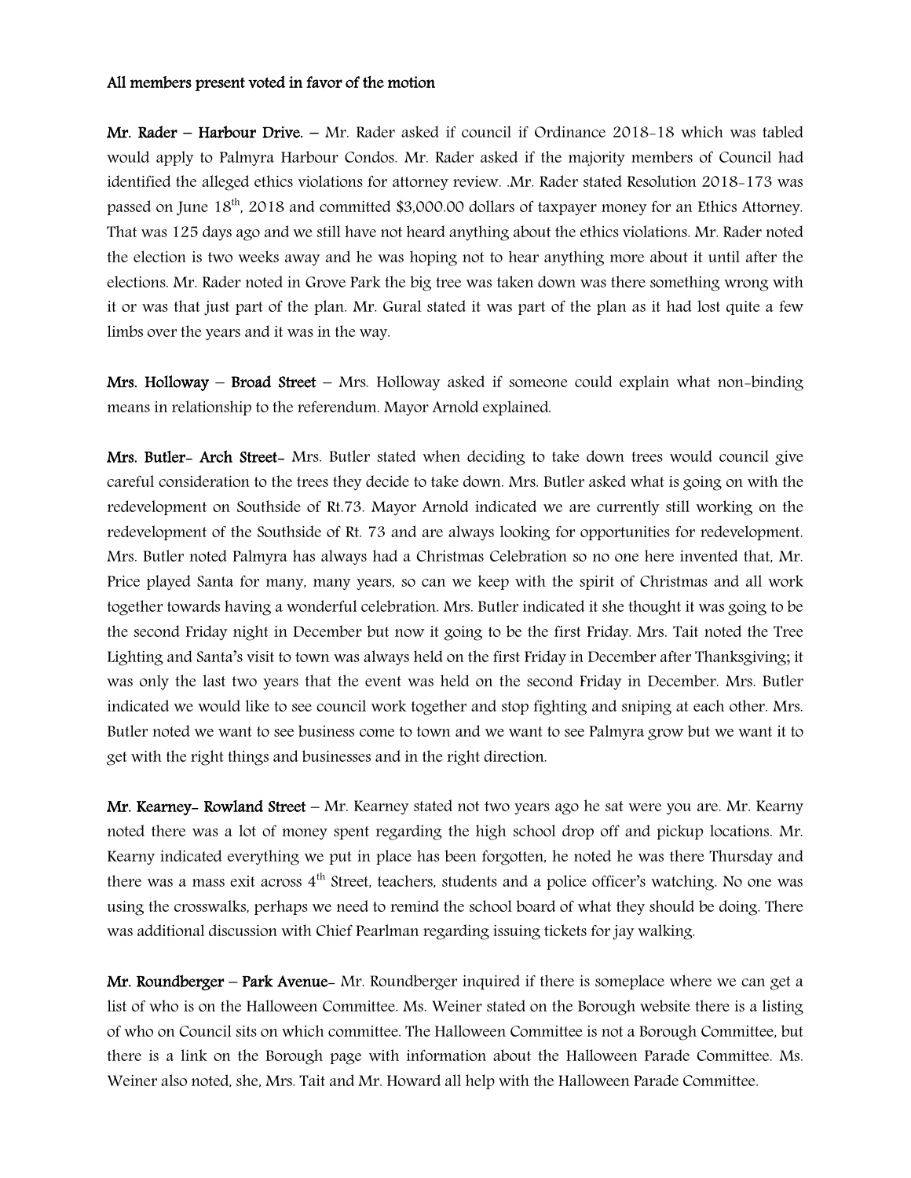**All members present voted in favor of the motion**

**Mr. Rader – Harbour Drive.** – Mr. Rader asked if council if Ordinance 2018-18 which was tabled would apply to Palmyra Harbour Condos. Mr. Rader asked if the majority members of Council had identified the alleged ethics violations for attorney review. .Mr. Rader stated Resolution 2018-173 was passed on June 18th, 2018 and committed $3,000.00 dollars of taxpayer money for an Ethics Attorney. That was 125 days ago and we still have not heard anything about the ethics violations. Mr. Rader noted the election is two weeks away and he was hoping not to hear anything more about it until after the elections. Mr. Rader noted in Grove Park the big tree was taken down was there something wrong with it or was that just part of the plan. Mr. Gural stated it was part of the plan as it had lost quite a few limbs over the years and it was in the way.

**Mrs. Holloway – Broad Street** – Mrs. Holloway asked if someone could explain what non-binding means in relationship to the referendum. Mayor Arnold explained.

**Mrs. Butler- Arch Street-** Mrs. Butler stated when deciding to take down trees would council give careful consideration to the trees they decide to take down. Mrs. Butler asked what is going on with the redevelopment on Southside of Rt.73. Mayor Arnold indicated we are currently still working on the redevelopment of the Southside of Rt. 73 and are always looking for opportunities for redevelopment. Mrs. Butler noted Palmyra has always had a Christmas Celebration so no one here invented that, Mr. Price played Santa for many, many years, so can we keep with the spirit of Christmas and all work together towards having a wonderful celebration. Mrs. Butler indicated it she thought it was going to be the second Friday night in December but now it going to be the first Friday. Mrs. Tait noted the Tree Lighting and Santa's visit to town was always held on the first Friday in December after Thanksgiving; it was only the last two years that the event was held on the second Friday in December. Mrs. Butler indicated we would like to see council work together and stop fighting and sniping at each other. Mrs. Butler noted we want to see business come to town and we want to see Palmyra grow but we want it to get with the right things and businesses and in the right direction.

**Mr. Kearney- Rowland Street** – Mr. Kearney stated not two years ago he sat were you are. Mr. Kearny noted there was a lot of money spent regarding the high school drop off and pickup locations. Mr. Kearny indicated everything we put in place has been forgotten, he noted he was there Thursday and there was a mass exit across 4th Street, teachers, students and a police officer's watching. No one was using the crosswalks, perhaps we need to remind the school board of what they should be doing. There was additional discussion with Chief Pearlman regarding issuing tickets for jay walking.

**Mr. Roundberger – Park Avenue-** Mr. Roundberger inquired if there is someplace where we can get a list of who is on the Halloween Committee. Ms. Weiner stated on the Borough website there is a listing of who on Council sits on which committee. The Halloween Committee is not a Borough Committee, but there is a link on the Borough page with information about the Halloween Parade Committee. Ms. Weiner also noted, she, Mrs. Tait and Mr. Howard all help with the Halloween Parade Committee.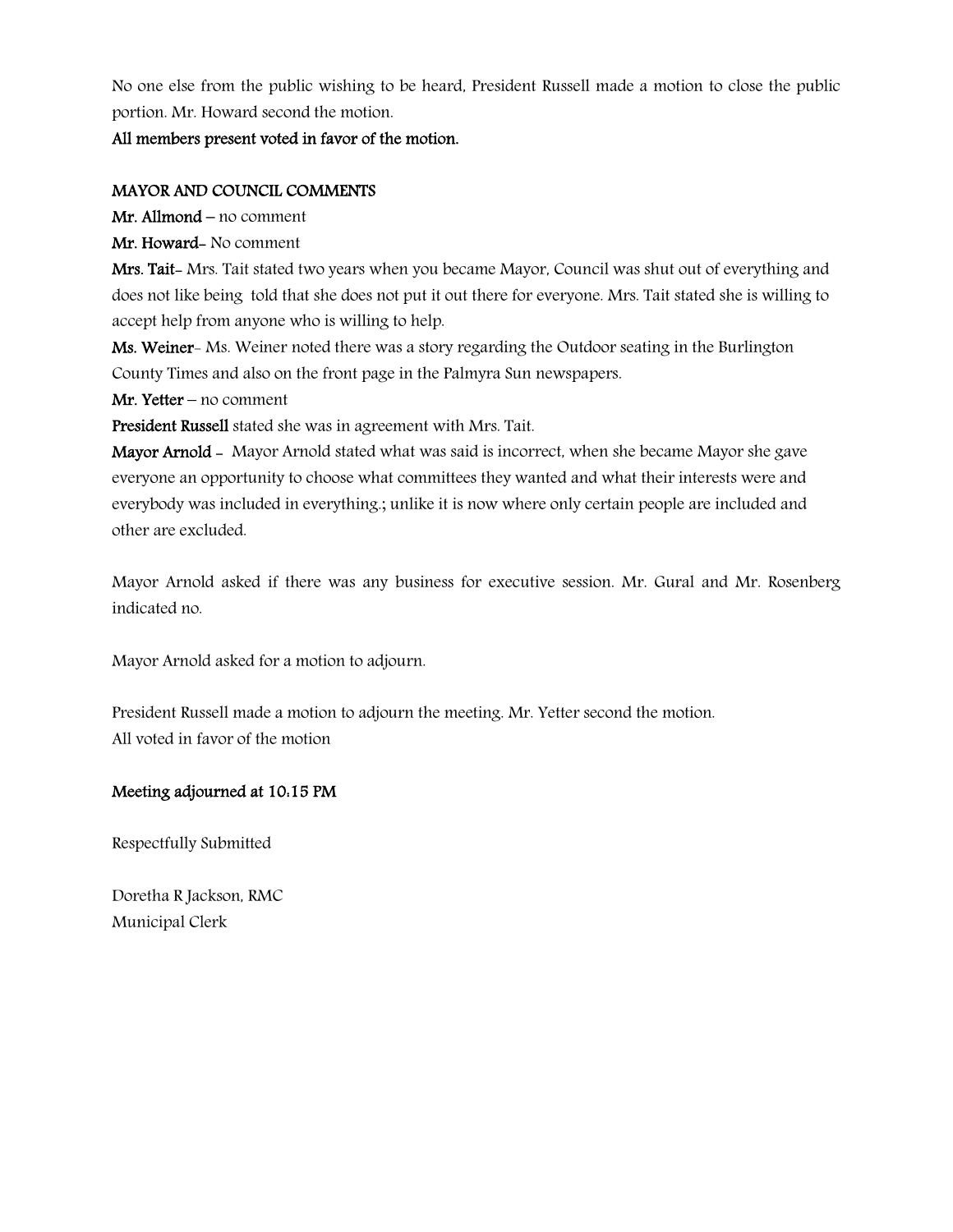No one else from the public wishing to be heard, President Russell made a motion to close the public portion. Mr. Howard second the motion.

**All members present voted in favor of the motion.**

**MAYOR AND COUNCIL COMMENTS**

**Mr. Allmond** – no comment

**Mr. Howard**- No comment

**Mrs. Tait**- Mrs. Tait stated two years when you became Mayor, Council was shut out of everything and does not like being told that she does not put it out there for everyone. Mrs. Tait stated she is willing to accept help from anyone who is willing to help.

**Ms. Weiner**- Ms. Weiner noted there was a story regarding the Outdoor seating in the Burlington County Times and also on the front page in the Palmyra Sun newspapers.

**Mr. Yetter** – no comment

**President Russell** stated she was in agreement with Mrs. Tait.

**Mayor Arnold** - Mayor Arnold stated what was said is incorrect, when she became Mayor she gave everyone an opportunity to choose what committees they wanted and what their interests were and everybody was included in everything.; unlike it is now where only certain people are included and other are excluded.

Mayor Arnold asked if there was any business for executive session. Mr. Gural and Mr. Rosenberg indicated no.

Mayor Arnold asked for a motion to adjourn.

President Russell made a motion to adjourn the meeting. Mr. Yetter second the motion.
All voted in favor of the motion

**Meeting adjourned at 10:15 PM**

Respectfully Submitted

Doretha R Jackson, RMC
Municipal Clerk